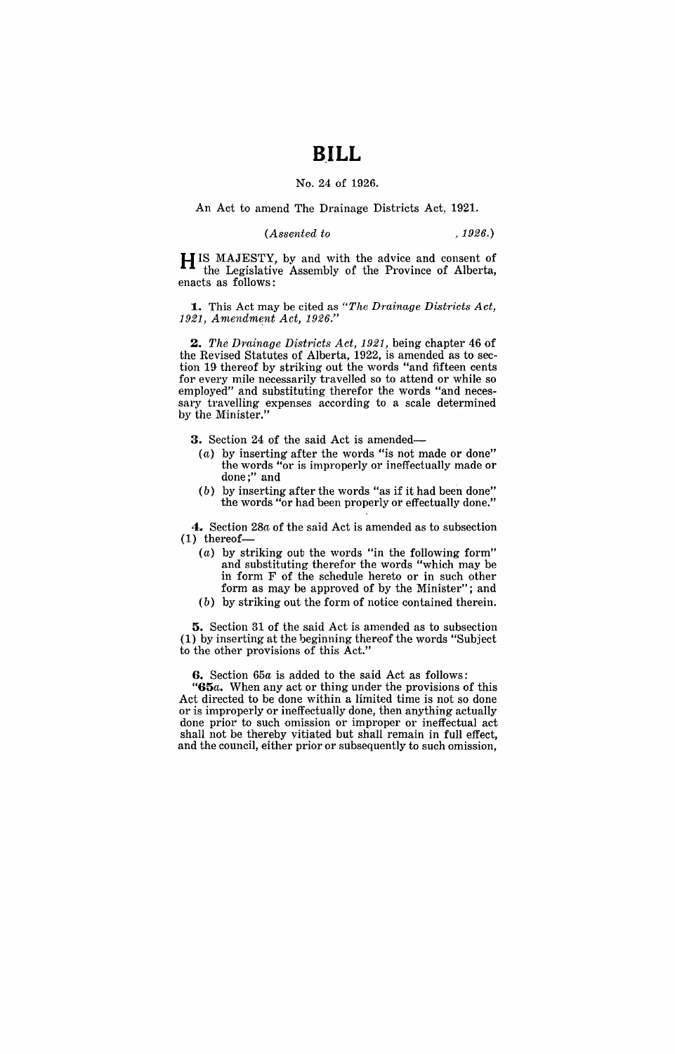# BILL

No. 24 of 1926.

An Act to amend The Drainage Districts Act, 1921.

*(Assented to , 1926.)*

HIS MAJESTY, by and with the advice and consent of the Legislative Assembly of the Province of Alberta, enacts as follows:

**1.** This Act may be cited as *"The Drainage Districts Act, 1921, Amendment Act, 1926."*

**2.** *The Drainage Districts Act, 1921,* being chapter 46 of the Revised Statutes of Alberta, 1922, is amended as to section 19 thereof by striking out the words "and fifteen cents for every mile necessarily travelled so to attend or while so employed" and substituting therefor the words "and necessary travelling expenses according to a scale determined by the Minister."

**3.** Section 24 of the said Act is amended—

(*a*) by inserting after the words "is not made or done" the words "or is improperly or ineffectually made or done;" and

(*b*) by inserting after the words "as if it had been done" the words "or had been properly or effectually done."

**4.** Section 28*a* of the said Act is amended as to subsection (1) thereof—

(*a*) by striking out the words "in the following form" and substituting therefor the words "which may be in form F of the schedule hereto or in such other form as may be approved of by the Minister"; and

(*b*) by striking out the form of notice contained therein.

**5.** Section 31 of the said Act is amended as to subsection (1) by inserting at the beginning thereof the words "Subject to the other provisions of this Act."

**6.** Section 65*a* is added to the said Act as follows:

"**65*a*.** When any act or thing under the provisions of this Act directed to be done within a limited time is not so done or is improperly or ineffectually done, then anything actually done prior to such omission or improper or ineffectual act shall not be thereby vitiated but shall remain in full effect, and the council, either prior or subsequently to such omission,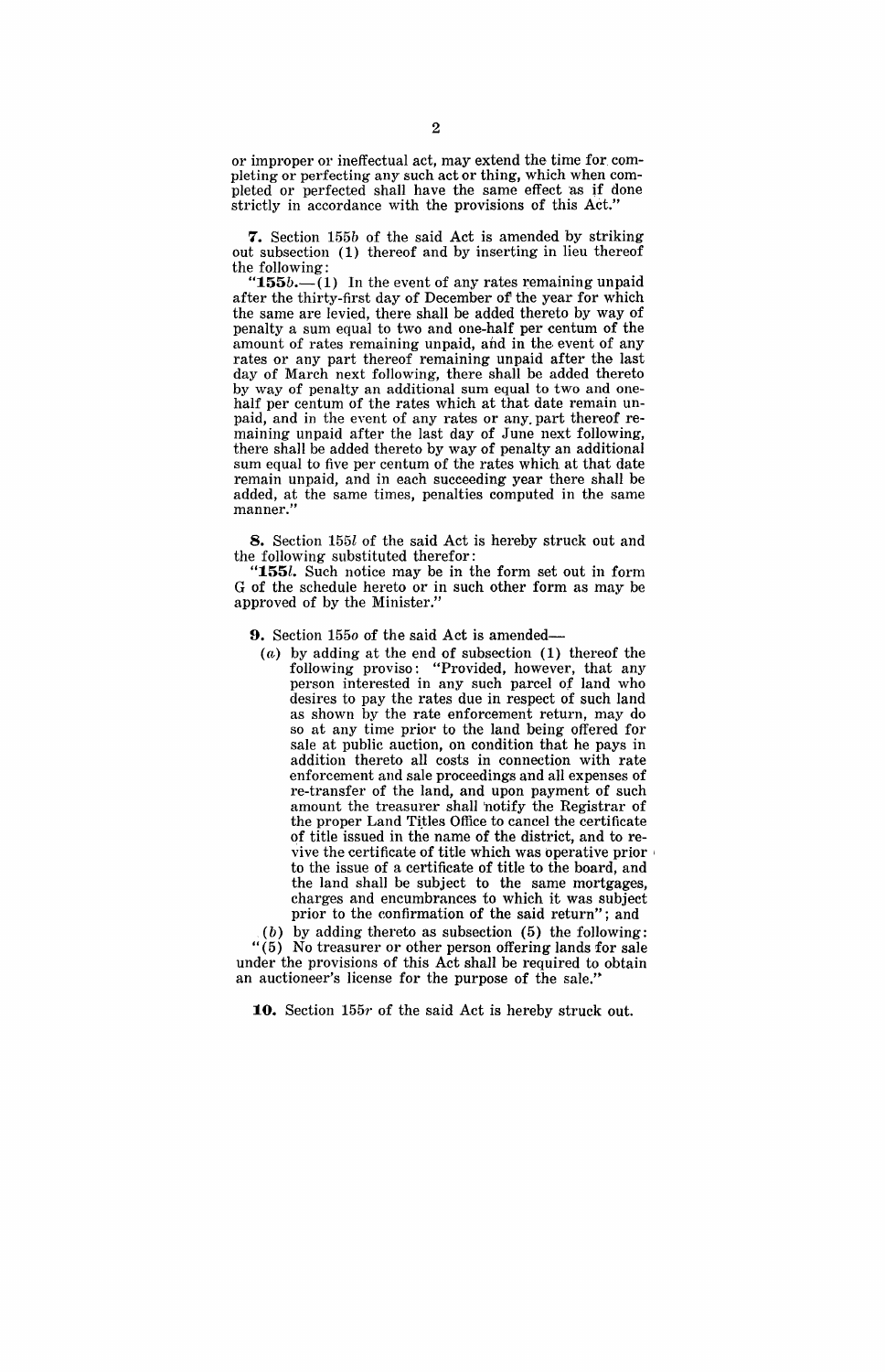or improper or ineffectual act, may extend the time for completing or perfecting any such act or thing, which when completed or perfected shall have the same effect as if done strictly in accordance with the provisions of this Act."

**7.** Section 155*b* of the said Act is amended by striking out subsection (1) thereof and by inserting in lieu thereof the following:

"**155*b*.**—(1) In the event of any rates remaining unpaid after the thirty-first day of December of the year for which the same are levied, there shall be added thereto by way of penalty a sum equal to two and one-half per centum of the amount of rates remaining unpaid, and in the event of any rates or any part thereof remaining unpaid after the last day of March next following, there shall be added thereto by way of penalty an additional sum equal to two and one-half per centum of the rates which at that date remain unpaid, and in the event of any rates or any part thereof remaining unpaid after the last day of June next following, there shall be added thereto by way of penalty an additional sum equal to five per centum of the rates which at that date remain unpaid, and in each succeeding year there shall be added, at the same times, penalties computed in the same manner."

**8.** Section 155*l* of the said Act is hereby struck out and the following substituted therefor:

"**155*l*.** Such notice may be in the form set out in form G of the schedule hereto or in such other form as may be approved of by the Minister."

**9.** Section 155*o* of the said Act is amended—

(*a*) by adding at the end of subsection (1) thereof the following proviso: "Provided, however, that any person interested in any such parcel of land who desires to pay the rates due in respect of such land as shown by the rate enforcement return, may do so at any time prior to the land being offered for sale at public auction, on condition that he pays in addition thereto all costs in connection with rate enforcement and sale proceedings and all expenses of re-transfer of the land, and upon payment of such amount the treasurer shall notify the Registrar of the proper Land Titles Office to cancel the certificate of title issued in the name of the district, and to revive the certificate of title which was operative prior to the issue of a certificate of title to the board, and the land shall be subject to the same mortgages, charges and encumbrances to which it was subject prior to the confirmation of the said return"; and

(*b*) by adding thereto as subsection (5) the following:

"(5) No treasurer or other person offering lands for sale under the provisions of this Act shall be required to obtain an auctioneer's license for the purpose of the sale."

**10.** Section 155*r* of the said Act is hereby struck out.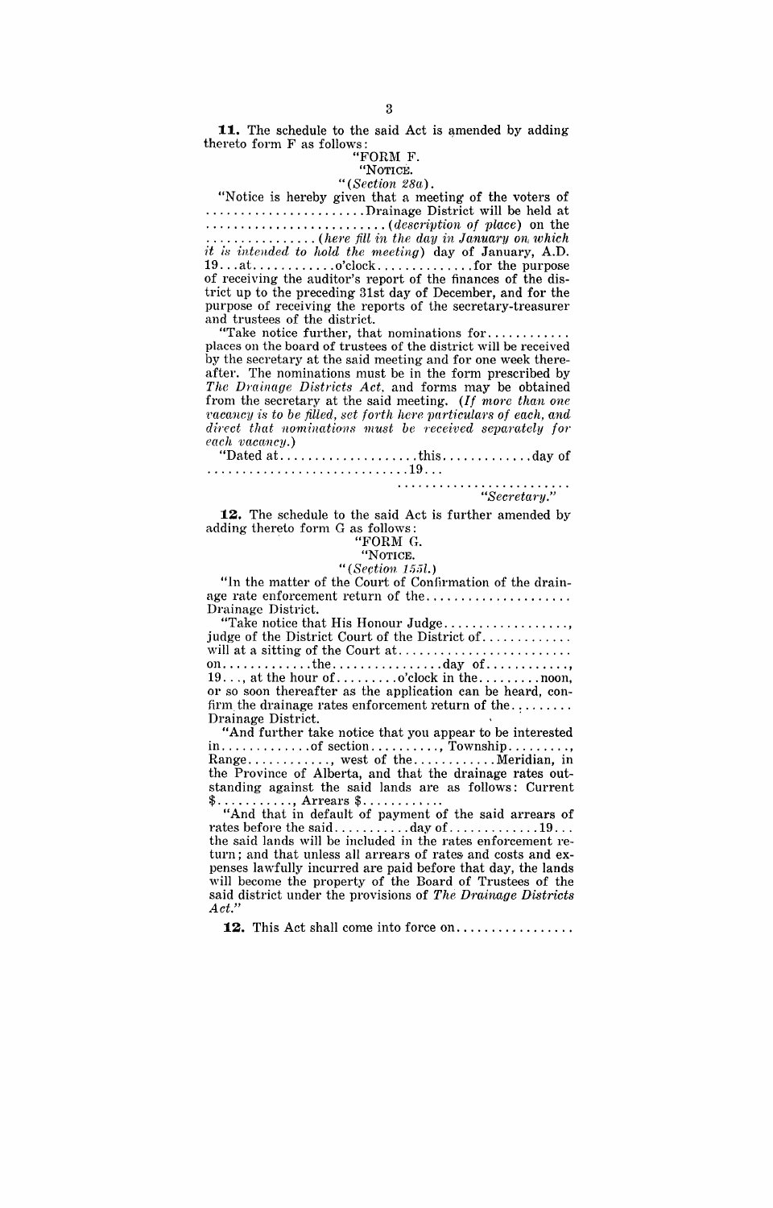**11.** The schedule to the said Act is amended by adding thereto form F as follows:

"FORM F.

"NOTICE.

"(*Section 28a*).

"Notice is hereby given that a meeting of the voters of ........................Drainage District will be held at ..........................(*description of place*) on the ................(*here fill in the day in January on which it is intended to hold the meeting*) day of January, A.D. 19...at............o'clock..............for the purpose of receiving the auditor's report of the finances of the district up to the preceding 31st day of December, and for the purpose of receiving the reports of the secretary-treasurer and trustees of the district.

"Take notice further, that nominations for............ places on the board of trustees of the district will be received by the secretary at the said meeting and for one week thereafter. The nominations must be in the form prescribed by *The Drainage Districts Act*, and forms may be obtained from the secretary at the said meeting. (*If more than one vacancy is to be filled, set forth here particulars of each, and direct that nominations must be received separately for each vacancy.*)

"Dated at.....................this.............day of .............................19...

.........................

"*Secretary.*"

**12.** The schedule to the said Act is further amended by adding thereto form G as follows:

"FORM G.

"NOTICE.

"(*Section 155l.*)

"In the matter of the Court of Confirmation of the drainage rate enforcement return of the..................... Drainage District.

"Take notice that His Honour Judge.................., judge of the District Court of the District of............. will at a sitting of the Court at......................... on.............the................day of............, 19..., at the hour of.........o'clock in the.........noon, or so soon thereafter as the application can be heard, confirm the drainage rates enforcement return of the......... Drainage District.

"And further take notice that you appear to be interested in.............of section.........., Township........., Range............, west of the............Meridian, in the Province of Alberta, and that the drainage rates outstanding against the said lands are as follows: Current $..........., Arrears $...........

"And that in default of payment of the said arrears of rates before the said...........day of.............19... the said lands will be included in the rates enforcement return; and that unless all arrears of rates and costs and expenses lawfully incurred are paid before that day, the lands will become the property of the Board of Trustees of the said district under the provisions of *The Drainage Districts Act*."

**12.** This Act shall come into force on.................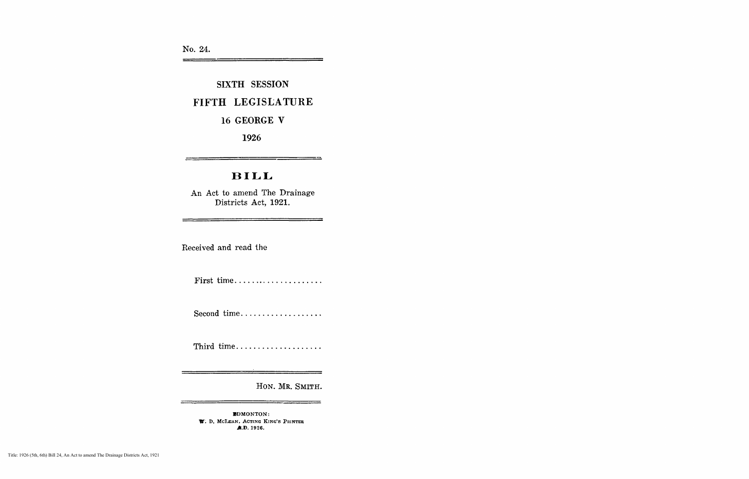No. 24.

SIXTH SESSION

FIFTH LEGISLATURE

16 GEORGE V

1926

# BILL

An Act to amend The Drainage Districts Act, 1921.

Received and read the

First time....................

Second time..................

Third time...................

HON. MR. SMITH.

EDMONTON:
W. D. McLEAN, ACTING KING'S PRINTER
A.D. 1926.